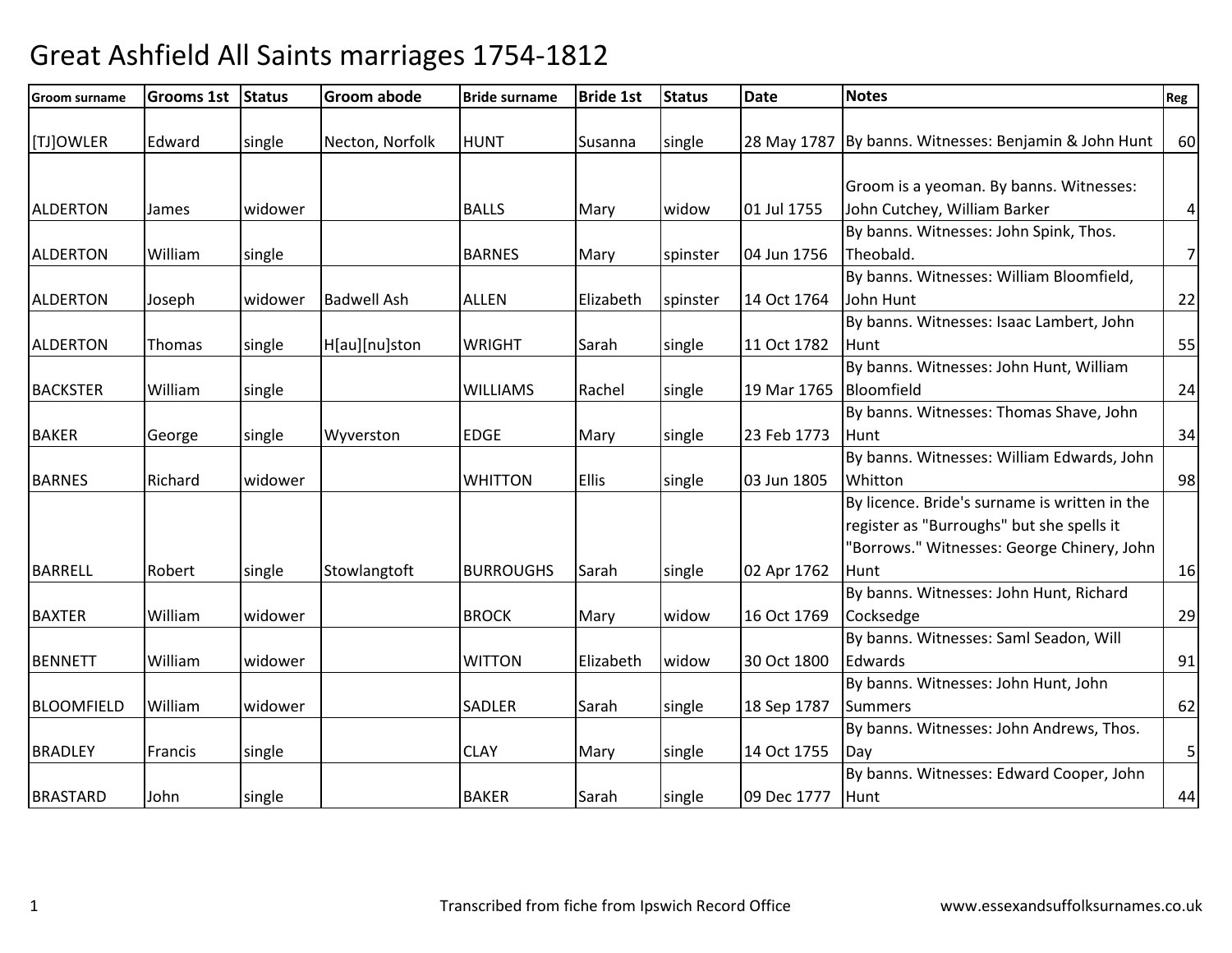# Great Ashfield All Saints marriages 1754-1812

| Groom surname | Grooms 1st | Status | Groom abode | Bride surname | Bride 1st | Status | Date | Notes | Reg |
|---|---|---|---|---|---|---|---|---|---|
| [TJ]OWLER | Edward | single | Necton, Norfolk | HUNT | Susanna | single | 28 May 1787 | By banns. Witnesses: Benjamin & John Hunt | 60 |
| ALDERTON | James | widower | | BALLS | Mary | widow | 01 Jul 1755 | Groom is a yeoman. By banns. Witnesses: John Cutchey, William Barker | 4 |
| ALDERTON | William | single | | BARNES | Mary | spinster | 04 Jun 1756 | By banns. Witnesses: John Spink, Thos. Theobald. | 7 |
| ALDERTON | Joseph | widower | Badwell Ash | ALLEN | Elizabeth | spinster | 14 Oct 1764 | By banns. Witnesses: William Bloomfield, John Hunt | 22 |
| ALDERTON | Thomas | single | H[au][nu]ston | WRIGHT | Sarah | single | 11 Oct 1782 | By banns. Witnesses: Isaac Lambert, John Hunt | 55 |
| BACKSTER | William | single | | WILLIAMS | Rachel | single | 19 Mar 1765 | By banns. Witnesses: John Hunt, William Bloomfield | 24 |
| BAKER | George | single | Wyverston | EDGE | Mary | single | 23 Feb 1773 | By banns. Witnesses: Thomas Shave, John Hunt | 34 |
| BARNES | Richard | widower | | WHITTON | Ellis | single | 03 Jun 1805 | By banns. Witnesses: William Edwards, John Whitton | 98 |
| BARRELL | Robert | single | Stowlangtoft | BURROUGHS | Sarah | single | 02 Apr 1762 | By licence. Bride's surname is written in the register as "Burroughs" but she spells it "Borrows." Witnesses: George Chinery, John Hunt | 16 |
| BAXTER | William | widower | | BROCK | Mary | widow | 16 Oct 1769 | By banns. Witnesses: John Hunt, Richard Cocksedge | 29 |
| BENNETT | William | widower | | WITTON | Elizabeth | widow | 30 Oct 1800 | By banns. Witnesses: Saml Seadon, Will Edwards | 91 |
| BLOOMFIELD | William | widower | | SADLER | Sarah | single | 18 Sep 1787 | By banns. Witnesses: John Hunt, John Summers | 62 |
| BRADLEY | Francis | single | | CLAY | Mary | single | 14 Oct 1755 | By banns. Witnesses: John Andrews, Thos. Day | 5 |
| BRASTARD | John | single | | BAKER | Sarah | single | 09 Dec 1777 | By banns. Witnesses: Edward Cooper, John Hunt | 44 |

Transcribed from fiche from Ipswich Record Office

www.essexandsuffolksurnames.co.uk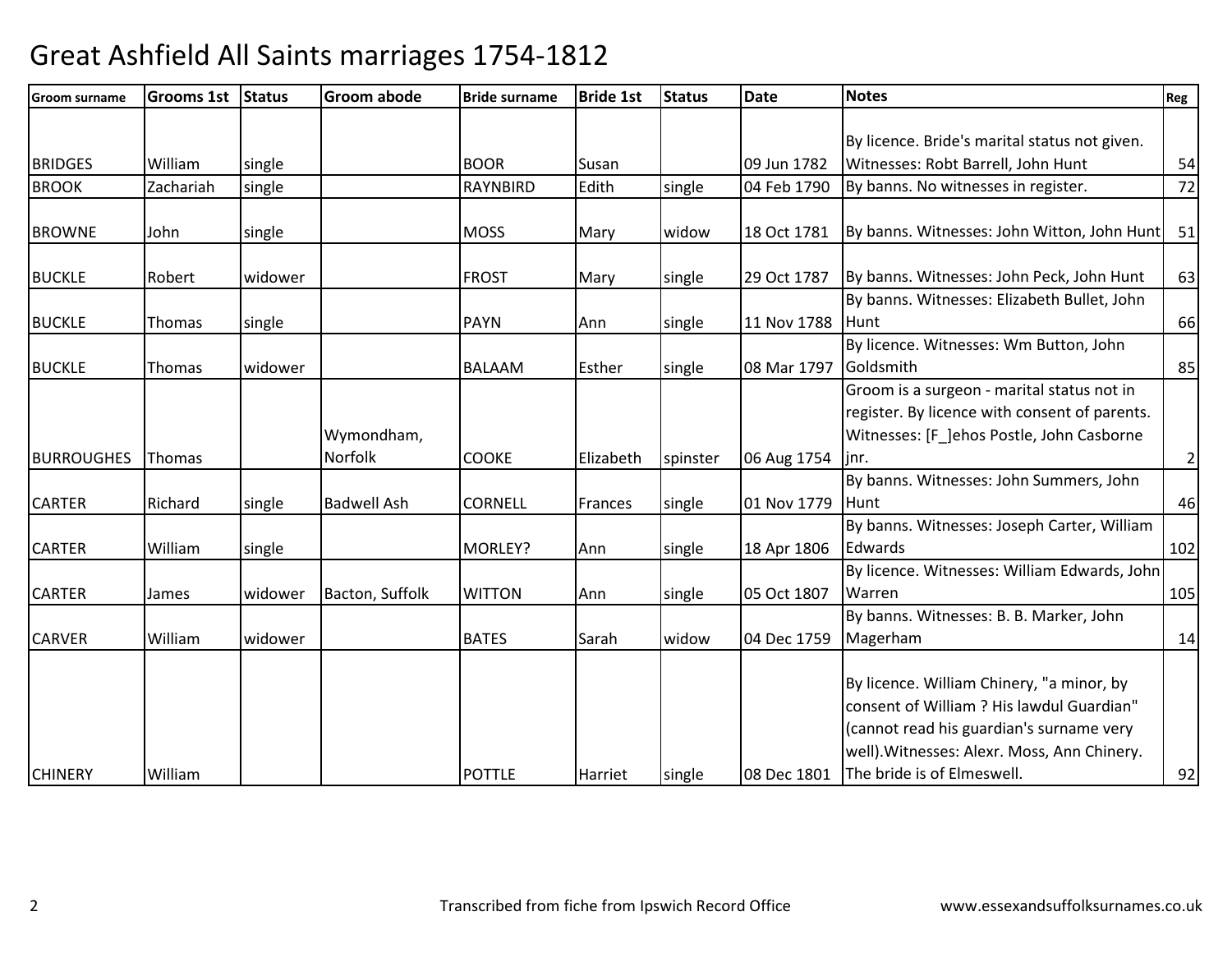# Great Ashfield All Saints marriages 1754-1812

| Groom surname | Grooms 1st | Status | Groom abode | Bride surname | Bride 1st | Status | Date | Notes | Reg |
|---|---|---|---|---|---|---|---|---|---|
| BRIDGES | William | single | | BOOR | Susan | | 09 Jun 1782 | By licence. Bride's marital status not given. Witnesses: Robt Barrell, John Hunt | 54 |
| BROOK | Zachariah | single | | RAYNBIRD | Edith | single | 04 Feb 1790 | By banns. No witnesses in register. | 72 |
| BROWNE | John | single | | MOSS | Mary | widow | 18 Oct 1781 | By banns. Witnesses: John Witton, John Hunt | 51 |
| BUCKLE | Robert | widower | | FROST | Mary | single | 29 Oct 1787 | By banns. Witnesses: John Peck, John Hunt | 63 |
| BUCKLE | Thomas | single | | PAYN | Ann | single | 11 Nov 1788 | By banns. Witnesses: Elizabeth Bullet, John Hunt | 66 |
| BUCKLE | Thomas | widower | | BALAAM | Esther | single | 08 Mar 1797 | By licence. Witnesses: Wm Button, John Goldsmith | 85 |
| BURROUGHES | Thomas | | Wymondham, Norfolk | COOKE | Elizabeth | spinster | 06 Aug 1754 | Groom is a surgeon - marital status not in register. By licence with consent of parents. Witnesses: [F_]ehos Postle, John Casborne jnr. | 2 |
| CARTER | Richard | single | Badwell Ash | CORNELL | Frances | single | 01 Nov 1779 | By banns. Witnesses: John Summers, John Hunt | 46 |
| CARTER | William | single | | MORLEY? | Ann | single | 18 Apr 1806 | By banns. Witnesses: Joseph Carter, William Edwards | 102 |
| CARTER | James | widower | Bacton, Suffolk | WITTON | Ann | single | 05 Oct 1807 | By licence. Witnesses: William Edwards, John Warren | 105 |
| CARVER | William | widower | | BATES | Sarah | widow | 04 Dec 1759 | By banns. Witnesses: B. B. Marker, John Magerham | 14 |
| CHINERY | William | | | POTTLE | Harriet | single | 08 Dec 1801 | By licence. William Chinery, "a minor, by consent of William ? His lawdul Guardian" (cannot read his guardian's surname very well).Witnesses: Alexr. Moss, Ann Chinery. The bride is of Elmeswell. | 92 |

Transcribed from fiche from Ipswich Record Office

www.essexandsuffolksurnames.co.uk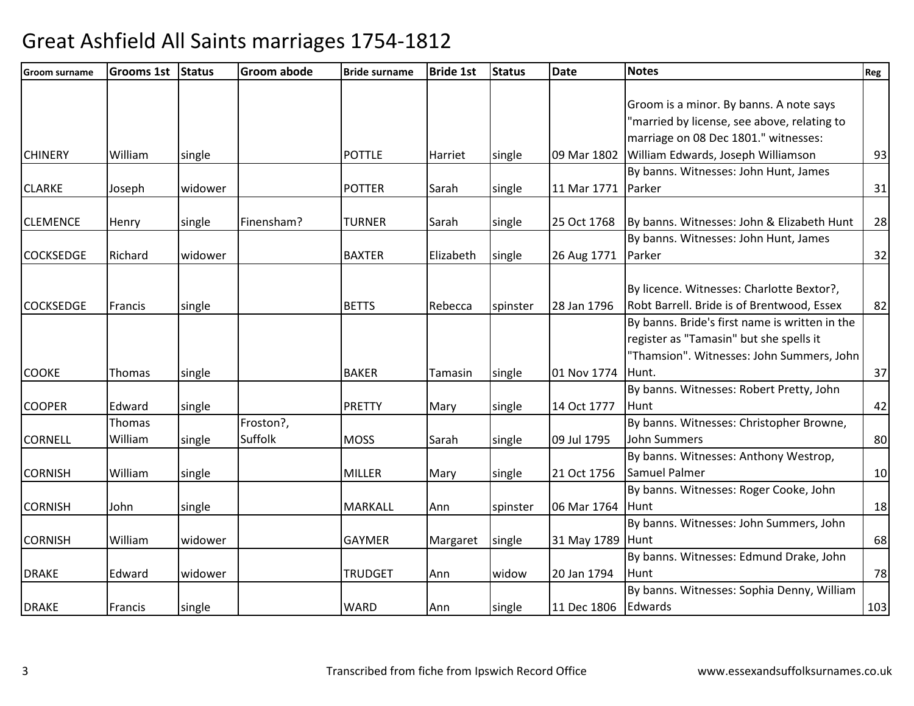# Great Ashfield All Saints marriages 1754-1812

| Groom surname | Grooms 1st | Status | Groom abode | Bride surname | Bride 1st | Status | Date | Notes | Reg |
|---|---|---|---|---|---|---|---|---|---|
| CHINERY | William | single | | POTTLE | Harriet | single | 09 Mar 1802 | Groom is a minor. By banns. A note says "married by license, see above, relating to marriage on 08 Dec 1801." witnesses: William Edwards, Joseph Williamson | 93 |
| CLARKE | Joseph | widower | | POTTER | Sarah | single | 11 Mar 1771 | By banns. Witnesses: John Hunt, James Parker | 31 |
| CLEMENCE | Henry | single | Finensham? | TURNER | Sarah | single | 25 Oct 1768 | By banns. Witnesses: John & Elizabeth Hunt | 28 |
| COCKSEDGE | Richard | widower | | BAXTER | Elizabeth | single | 26 Aug 1771 | By banns. Witnesses: John Hunt, James Parker | 32 |
| COCKSEDGE | Francis | single | | BETTS | Rebecca | spinster | 28 Jan 1796 | By licence. Witnesses: Charlotte Bextor?, Robt Barrell. Bride is of Brentwood, Essex | 82 |
| COOKE | Thomas | single | | BAKER | Tamasin | single | 01 Nov 1774 | By banns. Bride's first name is written in the register as "Tamasin" but she spells it "Thamsion". Witnesses: John Summers, John Hunt. | 37 |
| COOPER | Edward | single | | PRETTY | Mary | single | 14 Oct 1777 | By banns. Witnesses: Robert Pretty, John Hunt | 42 |
| CORNELL | Thomas William | single | Froston?, Suffolk | MOSS | Sarah | single | 09 Jul 1795 | By banns. Witnesses: Christopher Browne, John Summers | 80 |
| CORNISH | William | single | | MILLER | Mary | single | 21 Oct 1756 | By banns. Witnesses: Anthony Westrop, Samuel Palmer | 10 |
| CORNISH | John | single | | MARKALL | Ann | spinster | 06 Mar 1764 | By banns. Witnesses: Roger Cooke, John Hunt | 18 |
| CORNISH | William | widower | | GAYMER | Margaret | single | 31 May 1789 | By banns. Witnesses: John Summers, John Hunt | 68 |
| DRAKE | Edward | widower | | TRUDGET | Ann | widow | 20 Jan 1794 | By banns. Witnesses: Edmund Drake, John Hunt | 78 |
| DRAKE | Francis | single | | WARD | Ann | single | 11 Dec 1806 | By banns. Witnesses: Sophia Denny, William Edwards | 103 |

Transcribed from fiche from Ipswich Record Office

www.essexandsuffolksurnames.co.uk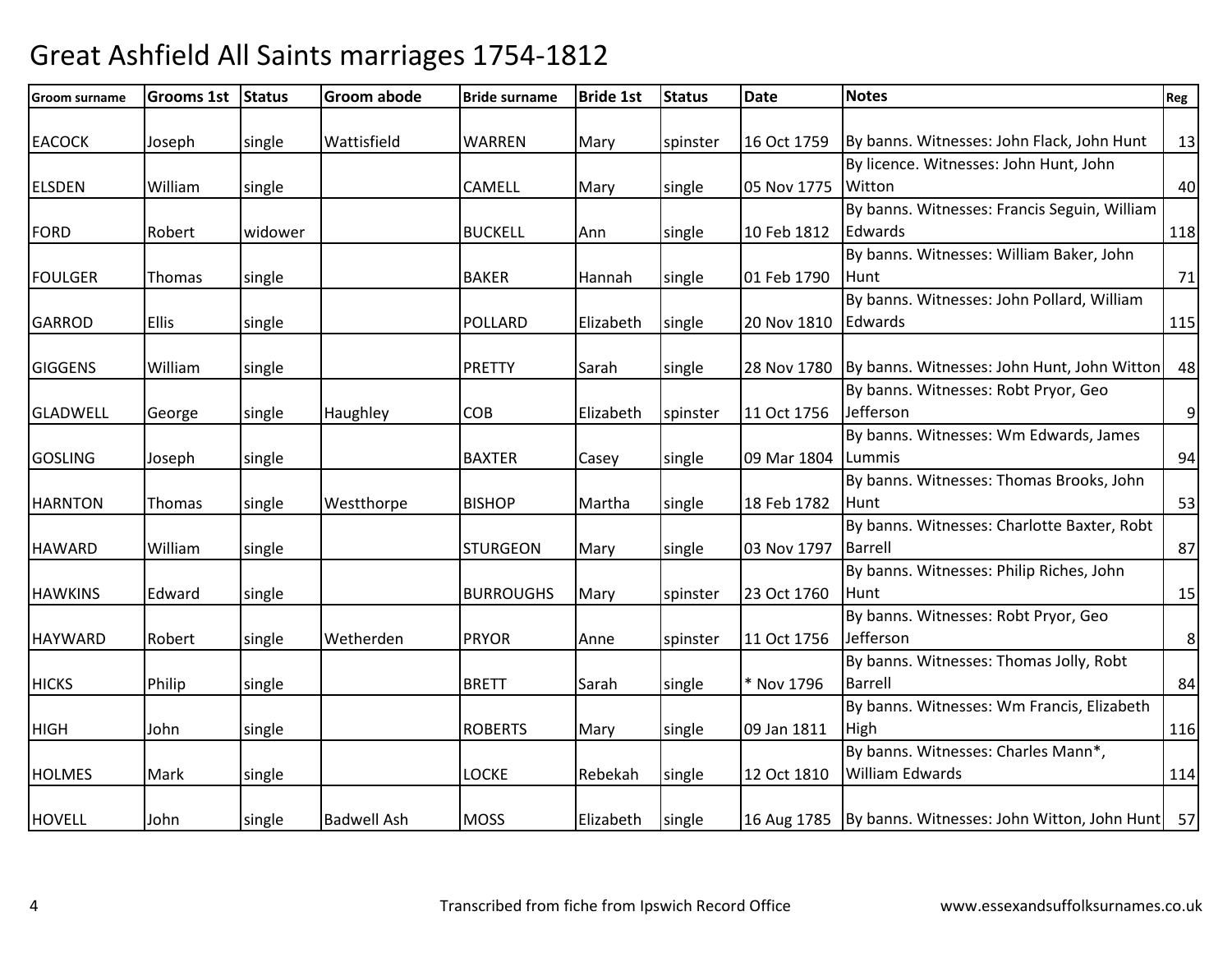# Great Ashfield All Saints marriages 1754-1812

| Groom surname | Grooms 1st | Status | Groom abode | Bride surname | Bride 1st | Status | Date | Notes | Reg |
|---|---|---|---|---|---|---|---|---|---|
| EACOCK | Joseph | single | Wattisfield | WARREN | Mary | spinster | 16 Oct 1759 | By banns. Witnesses: John Flack, John Hunt | 13 |
| ELSDEN | William | single | | CAMELL | Mary | single | 05 Nov 1775 | By licence. Witnesses: John Hunt, John Witton | 40 |
| FORD | Robert | widower | | BUCKELL | Ann | single | 10 Feb 1812 | By banns. Witnesses: Francis Seguin, William Edwards | 118 |
| FOULGER | Thomas | single | | BAKER | Hannah | single | 01 Feb 1790 | By banns. Witnesses: William Baker, John Hunt | 71 |
| GARROD | Ellis | single | | POLLARD | Elizabeth | single | 20 Nov 1810 | By banns. Witnesses: John Pollard, William Edwards | 115 |
| GIGGENS | William | single | | PRETTY | Sarah | single | 28 Nov 1780 | By banns. Witnesses: John Hunt, John Witton | 48 |
| GLADWELL | George | single | Haughley | COB | Elizabeth | spinster | 11 Oct 1756 | By banns. Witnesses: Robt Pryor, Geo Jefferson | 9 |
| GOSLING | Joseph | single | | BAXTER | Casey | single | 09 Mar 1804 | By banns. Witnesses: Wm Edwards, James Lummis | 94 |
| HARNTON | Thomas | single | Westthorpe | BISHOP | Martha | single | 18 Feb 1782 | By banns. Witnesses: Thomas Brooks, John Hunt | 53 |
| HAWARD | William | single | | STURGEON | Mary | single | 03 Nov 1797 | By banns. Witnesses: Charlotte Baxter, Robt Barrell | 87 |
| HAWKINS | Edward | single | | BURROUGHS | Mary | spinster | 23 Oct 1760 | By banns. Witnesses: Philip Riches, John Hunt | 15 |
| HAYWARD | Robert | single | Wetherden | PRYOR | Anne | spinster | 11 Oct 1756 | By banns. Witnesses: Robt Pryor, Geo Jefferson | 8 |
| HICKS | Philip | single | | BRETT | Sarah | single | * Nov 1796 | By banns. Witnesses: Thomas Jolly, Robt Barrell | 84 |
| HIGH | John | single | | ROBERTS | Mary | single | 09 Jan 1811 | By banns. Witnesses: Wm Francis, Elizabeth High | 116 |
| HOLMES | Mark | single | | LOCKE | Rebekah | single | 12 Oct 1810 | By banns. Witnesses: Charles Mann*, William Edwards | 114 |
| HOVELL | John | single | Badwell Ash | MOSS | Elizabeth | single | 16 Aug 1785 | By banns. Witnesses: John Witton, John Hunt | 57 |

Transcribed from fiche from Ipswich Record Office — www.essexandsuffolksurnames.co.uk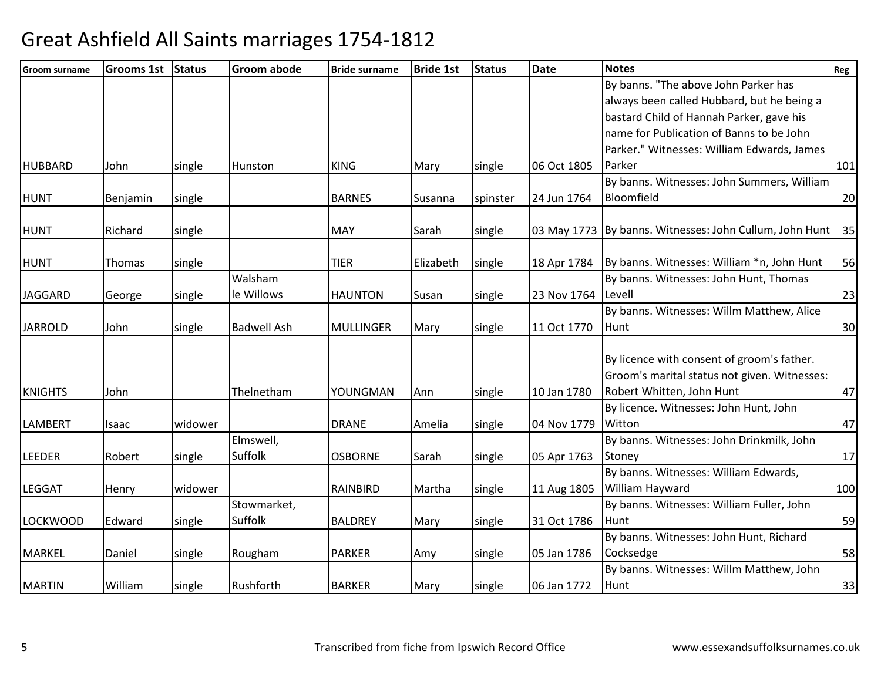# Great Ashfield All Saints marriages 1754-1812

| Groom surname | Grooms 1st | Status | Groom abode | Bride surname | Bride 1st | Status | Date | Notes | Reg |
|---|---|---|---|---|---|---|---|---|---|
| HUBBARD | John | single | Hunston | KING | Mary | single | 06 Oct 1805 | By banns. "The above John Parker has always been called Hubbard, but he being a bastard Child of Hannah Parker, gave his name for Publication of Banns to be John Parker." Witnesses: William Edwards, James Parker | 101 |
| HUNT | Benjamin | single | | BARNES | Susanna | spinster | 24 Jun 1764 | By banns. Witnesses: John Summers, William Bloomfield | 20 |
| HUNT | Richard | single | | MAY | Sarah | single | 03 May 1773 | By banns. Witnesses: John Cullum, John Hunt | 35 |
| HUNT | Thomas | single | | TIER | Elizabeth | single | 18 Apr 1784 | By banns. Witnesses: William *n, John Hunt | 56 |
| JAGGARD | George | single | Walsham le Willows | HAUNTON | Susan | single | 23 Nov 1764 | By banns. Witnesses: John Hunt, Thomas Levell | 23 |
| JARROLD | John | single | Badwell Ash | MULLINGER | Mary | single | 11 Oct 1770 | By banns. Witnesses: Willm Matthew, Alice Hunt | 30 |
| KNIGHTS | John | | Thelnetham | YOUNGMAN | Ann | single | 10 Jan 1780 | By licence with consent of groom's father. Groom's marital status not given. Witnesses: Robert Whitten, John Hunt | 47 |
| LAMBERT | Isaac | widower | | DRANE | Amelia | single | 04 Nov 1779 | By licence. Witnesses: John Hunt, John Witton | 47 |
| LEEDER | Robert | single | Elmswell, Suffolk | OSBORNE | Sarah | single | 05 Apr 1763 | By banns. Witnesses: John Drinkmilk, John Stoney | 17 |
| LEGGAT | Henry | widower | | RAINBIRD | Martha | single | 11 Aug 1805 | By banns. Witnesses: William Edwards, William Hayward | 100 |
| LOCKWOOD | Edward | single | Stowmarket, Suffolk | BALDREY | Mary | single | 31 Oct 1786 | By banns. Witnesses: William Fuller, John Hunt | 59 |
| MARKEL | Daniel | single | Rougham | PARKER | Amy | single | 05 Jan 1786 | By banns. Witnesses: John Hunt, Richard Cocksedge | 58 |
| MARTIN | William | single | Rushforth | BARKER | Mary | single | 06 Jan 1772 | By banns. Witnesses: Willm Matthew, John Hunt | 33 |

Transcribed from fiche from Ipswich Record Office — www.essexandsuffolksurnames.co.uk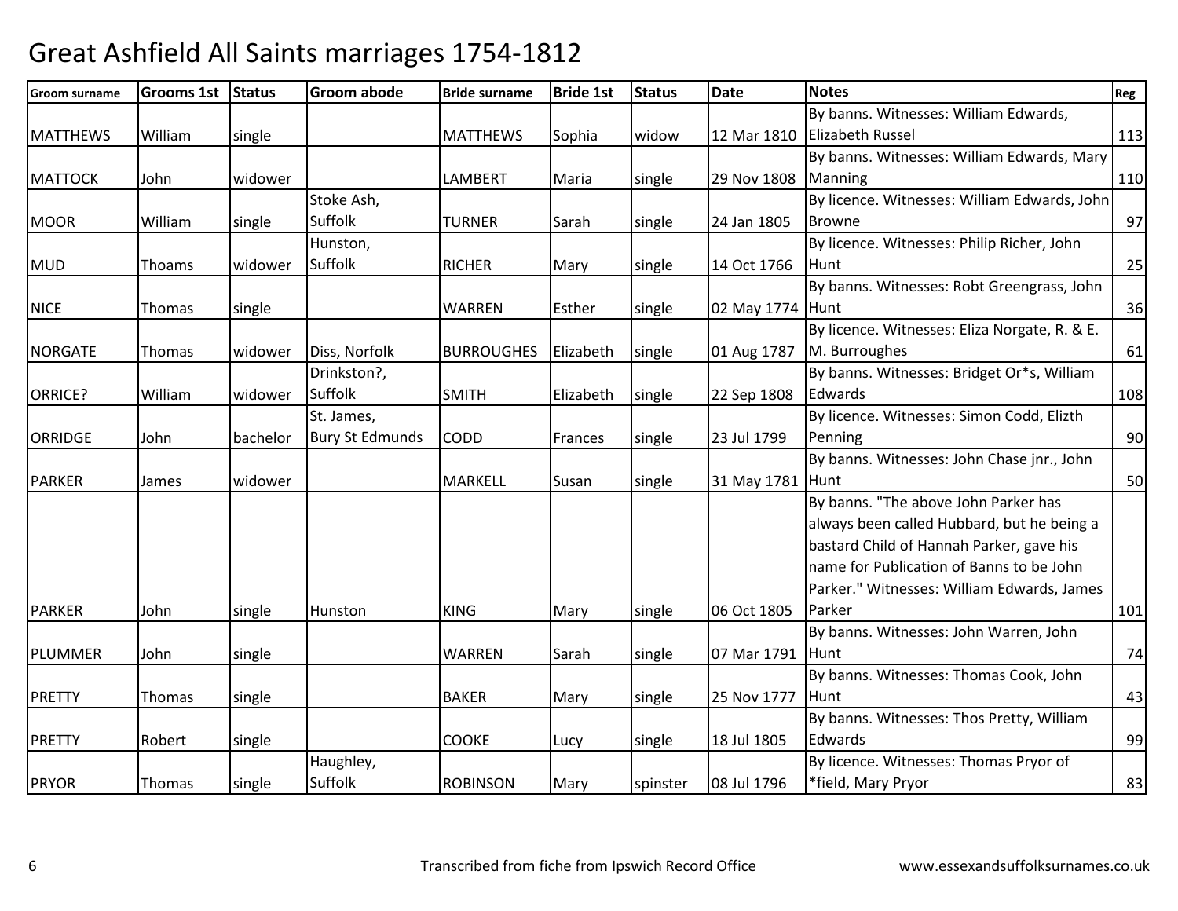# Great Ashfield All Saints marriages 1754-1812

| Groom surname | Grooms 1st | Status | Groom abode | Bride surname | Bride 1st | Status | Date | Notes | Reg |
|---|---|---|---|---|---|---|---|---|---|
| MATTHEWS | William | single | | MATTHEWS | Sophia | widow | 12 Mar 1810 | By banns. Witnesses: William Edwards, Elizabeth Russel | 113 |
| MATTOCK | John | widower | | LAMBERT | Maria | single | 29 Nov 1808 | By banns. Witnesses: William Edwards, Mary Manning | 110 |
| MOOR | William | single | Stoke Ash, Suffolk | TURNER | Sarah | single | 24 Jan 1805 | By licence. Witnesses: William Edwards, John Browne | 97 |
| MUD | Thoams | widower | Hunston, Suffolk | RICHER | Mary | single | 14 Oct 1766 | By licence. Witnesses: Philip Richer, John Hunt | 25 |
| NICE | Thomas | single | | WARREN | Esther | single | 02 May 1774 | By banns. Witnesses: Robt Greengrass, John Hunt | 36 |
| NORGATE | Thomas | widower | Diss, Norfolk | BURROUGHES | Elizabeth | single | 01 Aug 1787 | By licence. Witnesses: Eliza Norgate, R. & E. M. Burroughes | 61 |
| ORRICE? | William | widower | Drinkston?, Suffolk | SMITH | Elizabeth | single | 22 Sep 1808 | By banns. Witnesses: Bridget Or*s, William Edwards | 108 |
| ORRIDGE | John | bachelor | St. James, Bury St Edmunds | CODD | Frances | single | 23 Jul 1799 | By licence. Witnesses: Simon Codd, Elizth Penning | 90 |
| PARKER | James | widower | | MARKELL | Susan | single | 31 May 1781 | By banns. Witnesses: John Chase jnr., John Hunt | 50 |
| PARKER | John | single | Hunston | KING | Mary | single | 06 Oct 1805 | By banns. "The above John Parker has always been called Hubbard, but he being a bastard Child of Hannah Parker, gave his name for Publication of Banns to be John Parker." Witnesses: William Edwards, James Parker | 101 |
| PLUMMER | John | single | | WARREN | Sarah | single | 07 Mar 1791 | By banns. Witnesses: John Warren, John Hunt | 74 |
| PRETTY | Thomas | single | | BAKER | Mary | single | 25 Nov 1777 | By banns. Witnesses: Thomas Cook, John Hunt | 43 |
| PRETTY | Robert | single | | COOKE | Lucy | single | 18 Jul 1805 | By banns. Witnesses: Thos Pretty, William Edwards | 99 |
| PRYOR | Thomas | single | Haughley, Suffolk | ROBINSON | Mary | spinster | 08 Jul 1796 | By licence. Witnesses: Thomas Pryor of *field, Mary Pryor | 83 |

Transcribed from fiche from Ipswich Record Office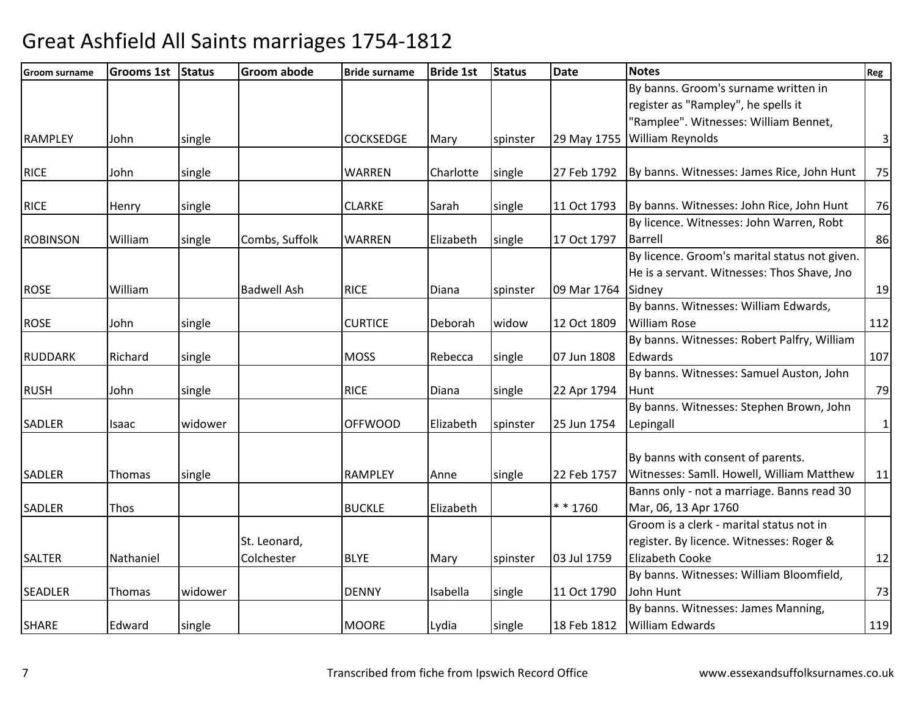# Great Ashfield All Saints marriages 1754-1812

| Groom surname | Grooms 1st | Status | Groom abode | Bride surname | Bride 1st | Status | Date | Notes | Reg |
|---|---|---|---|---|---|---|---|---|---|
| RAMPLEY | John | single | | COCKSEDGE | Mary | spinster | 29 May 1755 | By banns. Groom's surname written in register as "Rampley", he spells it "Ramplee". Witnesses: William Bennet, William Reynolds | 3 |
| RICE | John | single | | WARREN | Charlotte | single | 27 Feb 1792 | By banns. Witnesses: James Rice, John Hunt | 75 |
| RICE | Henry | single | | CLARKE | Sarah | single | 11 Oct 1793 | By banns. Witnesses: John Rice, John Hunt | 76 |
| ROBINSON | William | single | Combs, Suffolk | WARREN | Elizabeth | single | 17 Oct 1797 | By licence. Witnesses: John Warren, Robt Barrell | 86 |
| ROSE | William | | Badwell Ash | RICE | Diana | spinster | 09 Mar 1764 | By licence. Groom's marital status not given. He is a servant. Witnesses: Thos Shave, Jno Sidney | 19 |
| ROSE | John | single | | CURTICE | Deborah | widow | 12 Oct 1809 | By banns. Witnesses: William Edwards, William Rose | 112 |
| RUDDARK | Richard | single | | MOSS | Rebecca | single | 07 Jun 1808 | By banns. Witnesses: Robert Palfry, William Edwards | 107 |
| RUSH | John | single | | RICE | Diana | single | 22 Apr 1794 | By banns. Witnesses: Samuel Auston, John Hunt | 79 |
| SADLER | Isaac | widower | | OFFWOOD | Elizabeth | spinster | 25 Jun 1754 | By banns. Witnesses: Stephen Brown, John Lepingall | 1 |
| SADLER | Thomas | single | | RAMPLEY | Anne | single | 22 Feb 1757 | By banns with consent of parents. Witnesses: Samll. Howell, William Matthew | 11 |
| SADLER | Thos | | | BUCKLE | Elizabeth | | * * 1760 | Banns only - not a marriage. Banns read 30 Mar, 06, 13 Apr 1760 | |
| SALTER | Nathaniel | | St. Leonard, Colchester | BLYE | Mary | spinster | 03 Jul 1759 | Groom is a clerk - marital status not in register. By licence. Witnesses: Roger & Elizabeth Cooke | 12 |
| SEADLER | Thomas | widower | | DENNY | Isabella | single | 11 Oct 1790 | By banns. Witnesses: William Bloomfield, John Hunt | 73 |
| SHARE | Edward | single | | MOORE | Lydia | single | 18 Feb 1812 | By banns. Witnesses: James Manning, William Edwards | 119 |

Transcribed from fiche from Ipswich Record Office

www.essexandsuffolksurnames.co.uk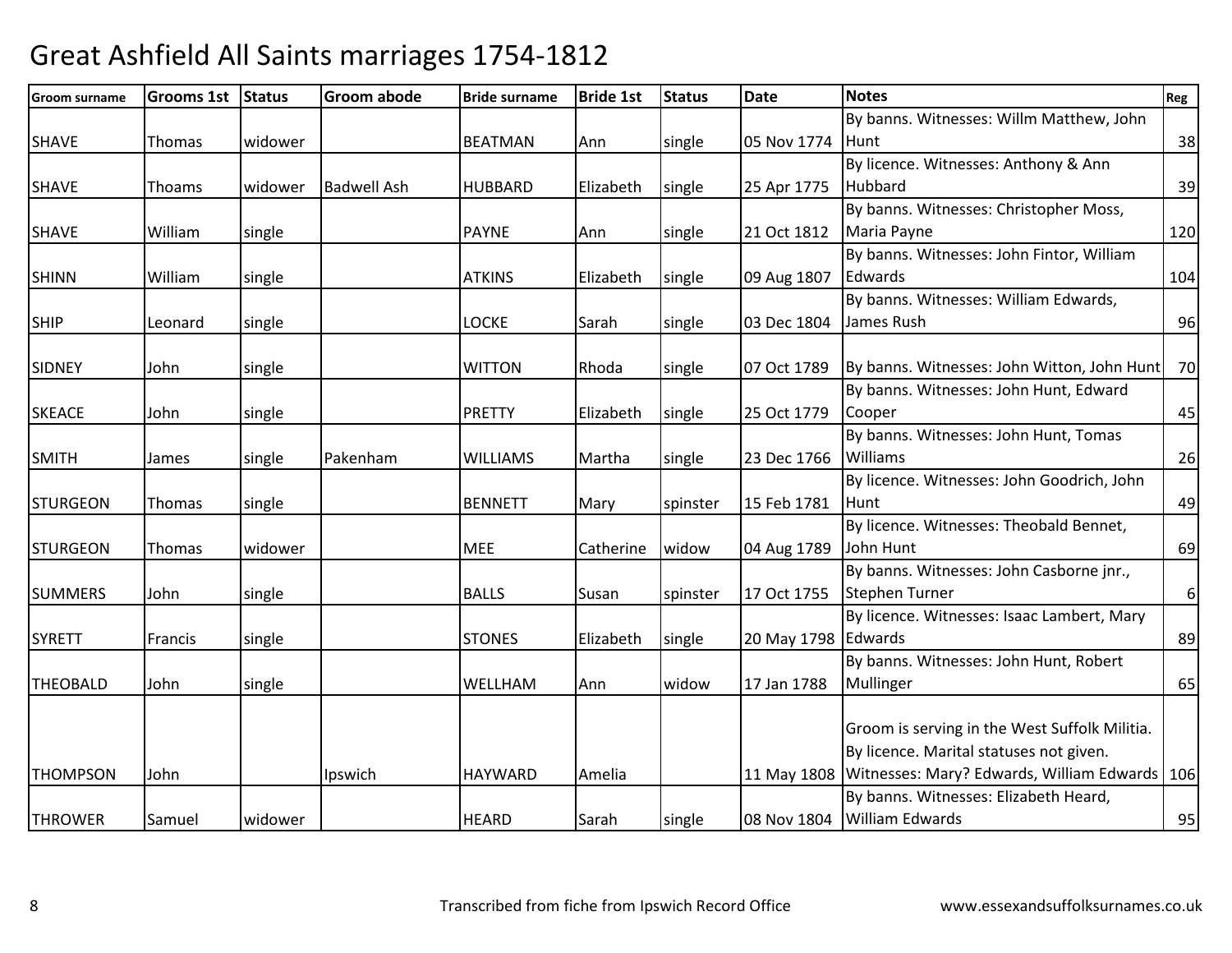# Great Ashfield All Saints marriages 1754-1812

| Groom surname | Grooms 1st | Status | Groom abode | Bride surname | Bride 1st | Status | Date | Notes | Reg |
|---|---|---|---|---|---|---|---|---|---|
| SHAVE | Thomas | widower | | BEATMAN | Ann | single | 05 Nov 1774 | By banns. Witnesses: Willm Matthew, John Hunt | 38 |
| SHAVE | Thoams | widower | Badwell Ash | HUBBARD | Elizabeth | single | 25 Apr 1775 | By licence. Witnesses: Anthony & Ann Hubbard | 39 |
| SHAVE | William | single | | PAYNE | Ann | single | 21 Oct 1812 | By banns. Witnesses: Christopher Moss, Maria Payne | 120 |
| SHINN | William | single | | ATKINS | Elizabeth | single | 09 Aug 1807 | By banns. Witnesses: John Fintor, William Edwards | 104 |
| SHIP | Leonard | single | | LOCKE | Sarah | single | 03 Dec 1804 | By banns. Witnesses: William Edwards, James Rush | 96 |
| SIDNEY | John | single | | WITTON | Rhoda | single | 07 Oct 1789 | By banns. Witnesses: John Witton, John Hunt | 70 |
| SKEACE | John | single | | PRETTY | Elizabeth | single | 25 Oct 1779 | By banns. Witnesses: John Hunt, Edward Cooper | 45 |
| SMITH | James | single | Pakenham | WILLIAMS | Martha | single | 23 Dec 1766 | By banns. Witnesses: John Hunt, Tomas Williams | 26 |
| STURGEON | Thomas | single | | BENNETT | Mary | spinster | 15 Feb 1781 | By licence. Witnesses: John Goodrich, John Hunt | 49 |
| STURGEON | Thomas | widower | | MEE | Catherine | widow | 04 Aug 1789 | By licence. Witnesses: Theobald Bennet, John Hunt | 69 |
| SUMMERS | John | single | | BALLS | Susan | spinster | 17 Oct 1755 | By banns. Witnesses: John Casborne jnr., Stephen Turner | 6 |
| SYRETT | Francis | single | | STONES | Elizabeth | single | 20 May 1798 | By licence. Witnesses: Isaac Lambert, Mary Edwards | 89 |
| THEOBALD | John | single | | WELLHAM | Ann | widow | 17 Jan 1788 | By banns. Witnesses: John Hunt, Robert Mullinger | 65 |
| THOMPSON | John | | Ipswich | HAYWARD | Amelia | | 11 May 1808 | Groom is serving in the West Suffolk Militia. By licence. Marital statuses not given. Witnesses: Mary? Edwards, William Edwards | 106 |
| THROWER | Samuel | widower | | HEARD | Sarah | single | 08 Nov 1804 | By banns. Witnesses: Elizabeth Heard, William Edwards | 95 |

Transcribed from fiche from Ipswich Record Office

www.essexandsuffolksurnames.co.uk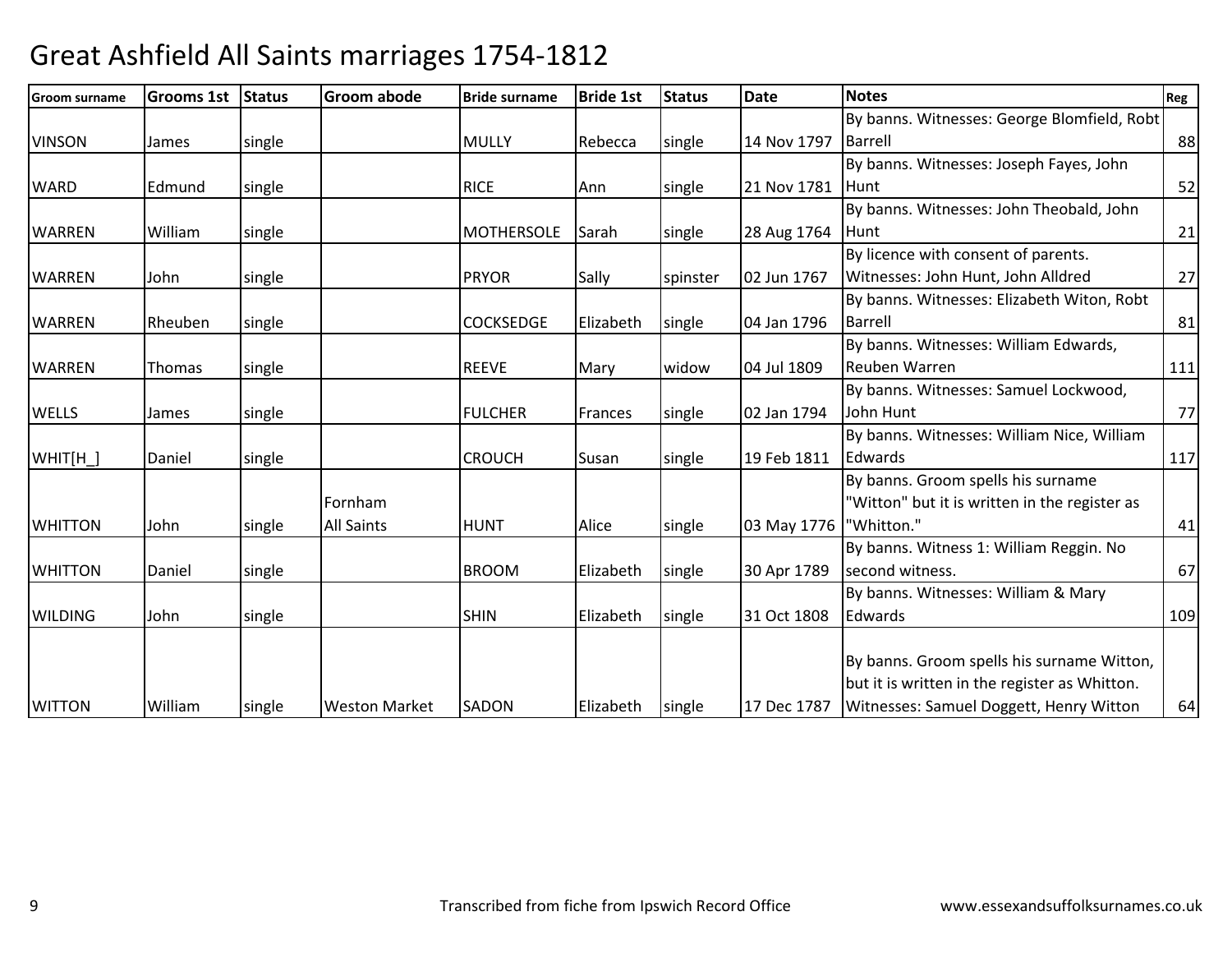# Great Ashfield All Saints marriages 1754-1812

| Groom surname | Grooms 1st | Status | Groom abode | Bride surname | Bride 1st | Status | Date | Notes | Reg |
|---|---|---|---|---|---|---|---|---|---|
| VINSON | James | single | | MULLY | Rebecca | single | 14 Nov 1797 | By banns. Witnesses: George Blomfield, Robt Barrell | 88 |
| WARD | Edmund | single | | RICE | Ann | single | 21 Nov 1781 | By banns. Witnesses: Joseph Fayes, John Hunt | 52 |
| WARREN | William | single | | MOTHERSOLE | Sarah | single | 28 Aug 1764 | By banns. Witnesses: John Theobald, John Hunt | 21 |
| WARREN | John | single | | PRYOR | Sally | spinster | 02 Jun 1767 | By licence with consent of parents. Witnesses: John Hunt, John Alldred | 27 |
| WARREN | Rheuben | single | | COCKSEDGE | Elizabeth | single | 04 Jan 1796 | By banns. Witnesses: Elizabeth Witon, Robt Barrell | 81 |
| WARREN | Thomas | single | | REEVE | Mary | widow | 04 Jul 1809 | By banns. Witnesses: William Edwards, Reuben Warren | 111 |
| WELLS | James | single | | FULCHER | Frances | single | 02 Jan 1794 | By banns. Witnesses: Samuel Lockwood, John Hunt | 77 |
| WHIT[H_] | Daniel | single | | CROUCH | Susan | single | 19 Feb 1811 | By banns. Witnesses: William Nice, William Edwards | 117 |
| WHITTON | John | single | Fornham All Saints | HUNT | Alice | single | 03 May 1776 | By banns. Groom spells his surname "Witton" but it is written in the register as "Whitton." | 41 |
| WHITTON | Daniel | single | | BROOM | Elizabeth | single | 30 Apr 1789 | By banns. Witness 1: William Reggin. No second witness. | 67 |
| WILDING | John | single | | SHIN | Elizabeth | single | 31 Oct 1808 | By banns. Witnesses: William & Mary Edwards | 109 |
| WITTON | William | single | Weston Market | SADON | Elizabeth | single | 17 Dec 1787 | By banns. Groom spells his surname Witton, but it is written in the register as Whitton. Witnesses: Samuel Doggett, Henry Witton | 64 |

Transcribed from fiche from Ipswich Record Office www.essexandsuffolksurnames.co.uk